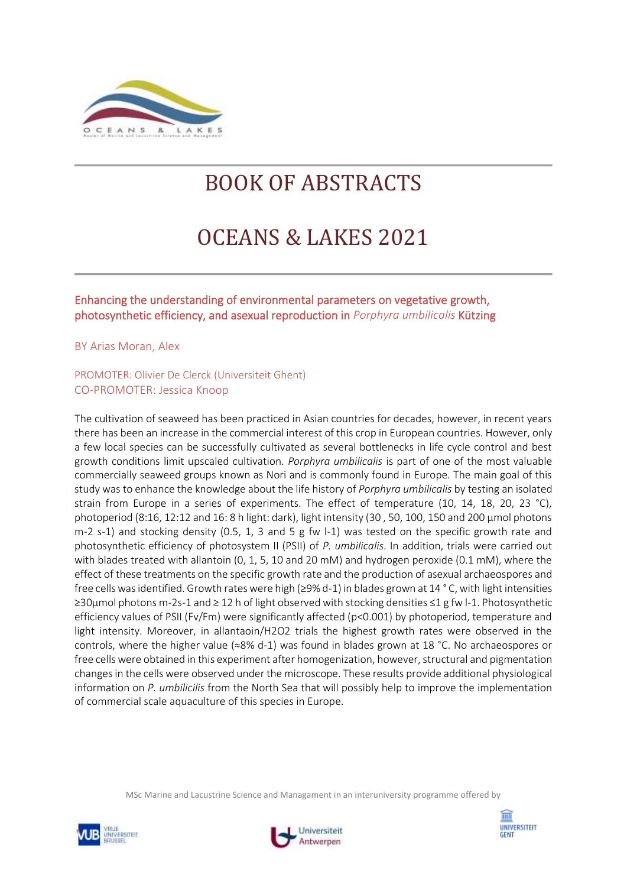# BOOK OF ABSTRACTS

# OCEANS & LAKES 2021

## Enhancing the understanding of environmental parameters on vegetative growth, photosynthetic efficiency, and asexual reproduction in *Porphyra umbilicalis* Kützing

BY Arias Moran, Alex

PROMOTER: Olivier De Clerck (Universiteit Ghent)
CO-PROMOTER: Jessica Knoop

The cultivation of seaweed has been practiced in Asian countries for decades, however, in recent years there has been an increase in the commercial interest of this crop in European countries. However, only a few local species can be successfully cultivated as several bottlenecks in life cycle control and best growth conditions limit upscaled cultivation. *Porphyra umbilicalis* is part of one of the most valuable commercially seaweed groups known as Nori and is commonly found in Europe. The main goal of this study was to enhance the knowledge about the life history of *Porphyra umbilicalis* by testing an isolated strain from Europe in a series of experiments. The effect of temperature (10, 14, 18, 20, 23 °C), photoperiod (8:16, 12:12 and 16: 8 h light: dark), light intensity (30 , 50, 100, 150 and 200 µmol photons m-2 s-1) and stocking density (0.5, 1, 3 and 5 g fw l-1) was tested on the specific growth rate and photosynthetic efficiency of photosystem II (PSII) of *P. umbilicalis*. In addition, trials were carried out with blades treated with allantoin (0, 1, 5, 10 and 20 mM) and hydrogen peroxide (0.1 mM), where the effect of these treatments on the specific growth rate and the production of asexual archaeospores and free cells was identified. Growth rates were high (≥9% d-1) in blades grown at 14 ° C, with light intensities ≥30µmol photons m-2s-1 and ≥ 12 h of light observed with stocking densities ≤1 g fw l-1. Photosynthetic efficiency values of PSII (Fv/Fm) were significantly affected ($p<0.001$) by photoperiod, temperature and light intensity. Moreover, in allantaoin/H2O2 trials the highest growth rates were observed in the controls, where the higher value (≈8% d-1) was found in blades grown at 18 °C. No archaeospores or free cells were obtained in this experiment after homogenization, however, structural and pigmentation changes in the cells were observed under the microscope. These results provide additional physiological information on *P. umbilicilis* from the North Sea that will possibly help to improve the implementation of commercial scale aquaculture of this species in Europe.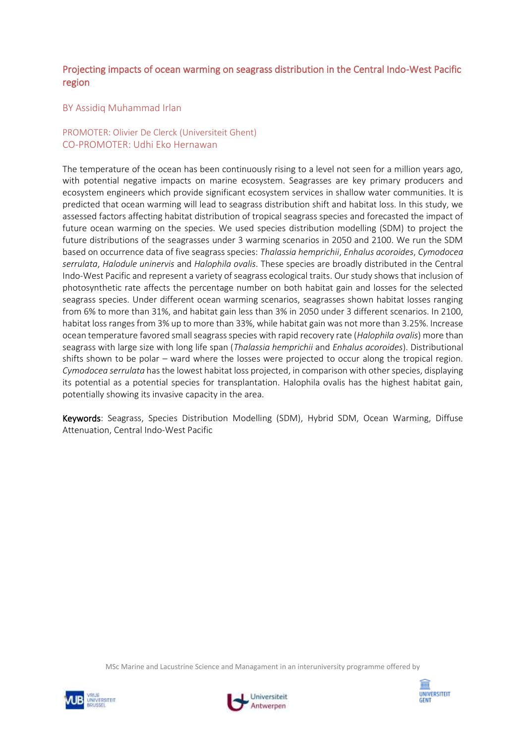## Projecting impacts of ocean warming on seagrass distribution in the Central Indo-West Pacific region

BY Assidiq Muhammad Irlan

PROMOTER: Olivier De Clerck (Universiteit Ghent)
CO-PROMOTER: Udhi Eko Hernawan

The temperature of the ocean has been continuously rising to a level not seen for a million years ago, with potential negative impacts on marine ecosystem. Seagrasses are key primary producers and ecosystem engineers which provide significant ecosystem services in shallow water communities. It is predicted that ocean warming will lead to seagrass distribution shift and habitat loss. In this study, we assessed factors affecting habitat distribution of tropical seagrass species and forecasted the impact of future ocean warming on the species. We used species distribution modelling (SDM) to project the future distributions of the seagrasses under 3 warming scenarios in 2050 and 2100. We run the SDM based on occurrence data of five seagrass species: *Thalassia hemprichii*, *Enhalus acoroides*, *Cymodocea serrulata*, *Halodule uninervis* and *Halophila ovalis*. These species are broadly distributed in the Central Indo-West Pacific and represent a variety of seagrass ecological traits. Our study shows that inclusion of photosynthetic rate affects the percentage number on both habitat gain and losses for the selected seagrass species. Under different ocean warming scenarios, seagrasses shown habitat losses ranging from 6% to more than 31%, and habitat gain less than 3% in 2050 under 3 different scenarios. In 2100, habitat loss ranges from 3% up to more than 33%, while habitat gain was not more than 3.25%. Increase ocean temperature favored small seagrass species with rapid recovery rate (*Halophila ovalis*) more than seagrass with large size with long life span (*Thalassia hemprichii* and *Enhalus acoroides*). Distributional shifts shown to be polar – ward where the losses were projected to occur along the tropical region. *Cymodocea serrulata* has the lowest habitat loss projected, in comparison with other species, displaying its potential as a potential species for transplantation. Halophila ovalis has the highest habitat gain, potentially showing its invasive capacity in the area.

**Keywords**: Seagrass, Species Distribution Modelling (SDM), Hybrid SDM, Ocean Warming, Diffuse Attenuation, Central Indo-West Pacific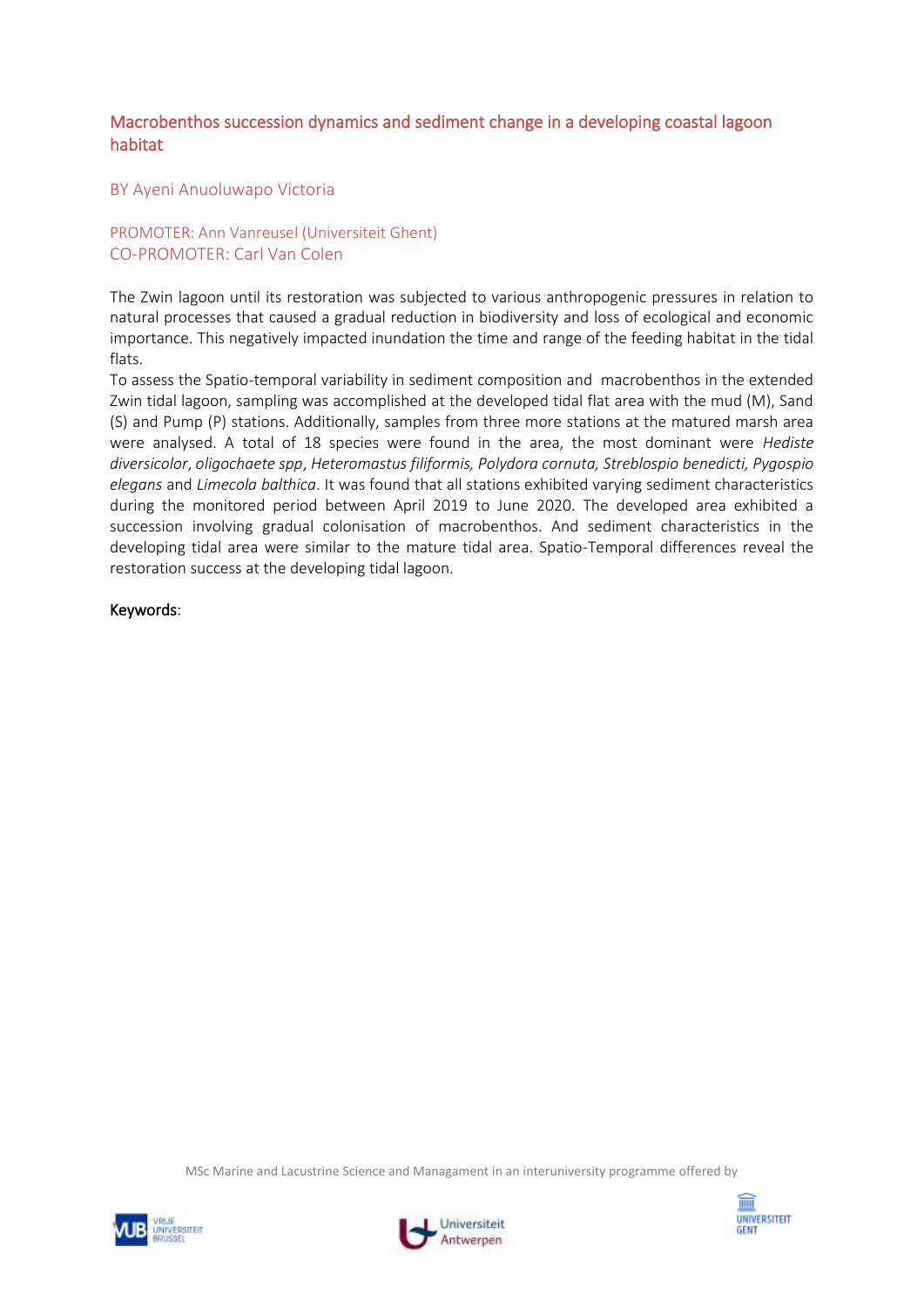## Macrobenthos succession dynamics and sediment change in a developing coastal lagoon habitat

BY Ayeni Anuoluwapo Victoria

PROMOTER: Ann Vanreusel (Universiteit Ghent)
CO-PROMOTER: Carl Van Colen

The Zwin lagoon until its restoration was subjected to various anthropogenic pressures in relation to natural processes that caused a gradual reduction in biodiversity and loss of ecological and economic importance. This negatively impacted inundation the time and range of the feeding habitat in the tidal flats.
To assess the Spatio-temporal variability in sediment composition and macrobenthos in the extended Zwin tidal lagoon, sampling was accomplished at the developed tidal flat area with the mud (M), Sand (S) and Pump (P) stations. Additionally, samples from three more stations at the matured marsh area were analysed. A total of 18 species were found in the area, the most dominant were *Hediste diversicolor*, *oligochaete spp*, *Heteromastus filiformis, Polydora cornuta, Streblospio benedicti, Pygospio elegans* and *Limecola balthica*. It was found that all stations exhibited varying sediment characteristics during the monitored period between April 2019 to June 2020. The developed area exhibited a succession involving gradual colonisation of macrobenthos. And sediment characteristics in the developing tidal area were similar to the mature tidal area. Spatio-Temporal differences reveal the restoration success at the developing tidal lagoon.

**Keywords**: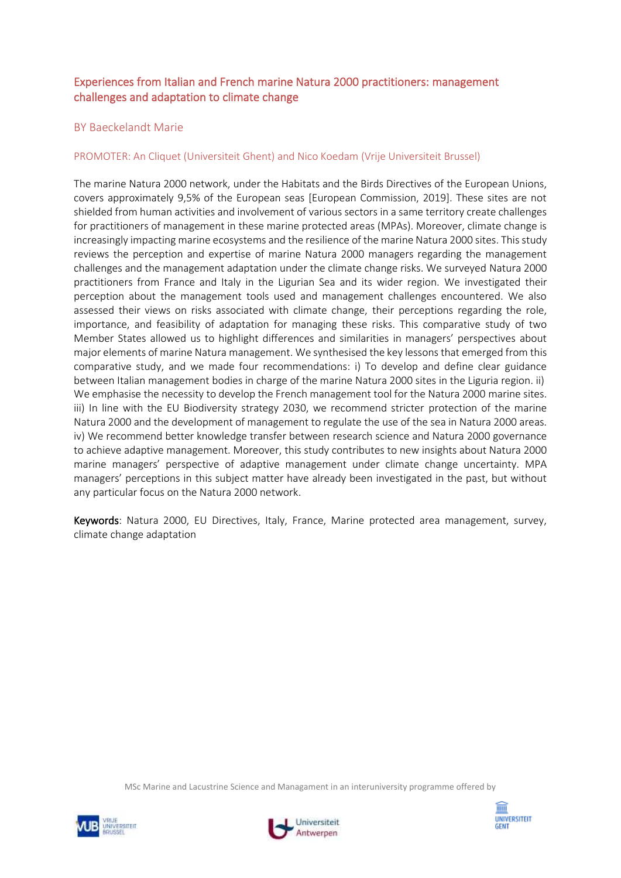## Experiences from Italian and French marine Natura 2000 practitioners: management challenges and adaptation to climate change

BY Baeckelandt Marie

PROMOTER: An Cliquet (Universiteit Ghent) and Nico Koedam (Vrije Universiteit Brussel)

The marine Natura 2000 network, under the Habitats and the Birds Directives of the European Unions, covers approximately 9,5% of the European seas [European Commission, 2019]. These sites are not shielded from human activities and involvement of various sectors in a same territory create challenges for practitioners of management in these marine protected areas (MPAs). Moreover, climate change is increasingly impacting marine ecosystems and the resilience of the marine Natura 2000 sites. This study reviews the perception and expertise of marine Natura 2000 managers regarding the management challenges and the management adaptation under the climate change risks. We surveyed Natura 2000 practitioners from France and Italy in the Ligurian Sea and its wider region. We investigated their perception about the management tools used and management challenges encountered. We also assessed their views on risks associated with climate change, their perceptions regarding the role, importance, and feasibility of adaptation for managing these risks. This comparative study of two Member States allowed us to highlight differences and similarities in managers' perspectives about major elements of marine Natura management. We synthesised the key lessons that emerged from this comparative study, and we made four recommendations: i) To develop and define clear guidance between Italian management bodies in charge of the marine Natura 2000 sites in the Liguria region. ii) We emphasise the necessity to develop the French management tool for the Natura 2000 marine sites. iii) In line with the EU Biodiversity strategy 2030, we recommend stricter protection of the marine Natura 2000 and the development of management to regulate the use of the sea in Natura 2000 areas. iv) We recommend better knowledge transfer between research science and Natura 2000 governance to achieve adaptive management. Moreover, this study contributes to new insights about Natura 2000 marine managers' perspective of adaptive management under climate change uncertainty. MPA managers' perceptions in this subject matter have already been investigated in the past, but without any particular focus on the Natura 2000 network.

**Keywords**: Natura 2000, EU Directives, Italy, France, Marine protected area management, survey, climate change adaptation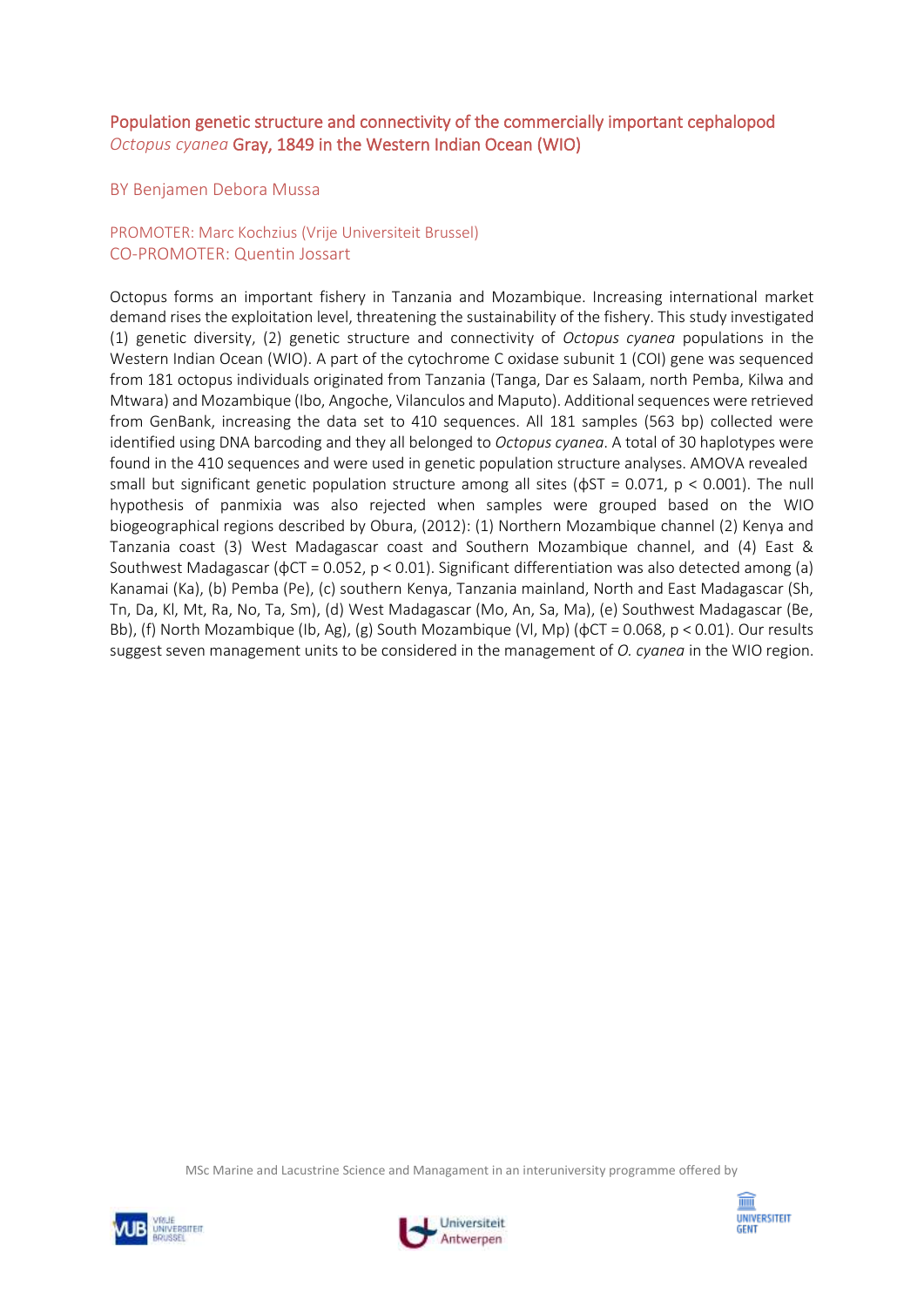## Population genetic structure and connectivity of the commercially important cephalopod *Octopus cyanea* Gray, 1849 in the Western Indian Ocean (WIO)

BY Benjamen Debora Mussa

PROMOTER: Marc Kochzius (Vrije Universiteit Brussel)
CO-PROMOTER: Quentin Jossart

Octopus forms an important fishery in Tanzania and Mozambique. Increasing international market demand rises the exploitation level, threatening the sustainability of the fishery. This study investigated (1) genetic diversity, (2) genetic structure and connectivity of *Octopus cyanea* populations in the Western Indian Ocean (WIO). A part of the cytochrome C oxidase subunit 1 (COI) gene was sequenced from 181 octopus individuals originated from Tanzania (Tanga, Dar es Salaam, north Pemba, Kilwa and Mtwara) and Mozambique (Ibo, Angoche, Vilanculos and Maputo). Additional sequences were retrieved from GenBank, increasing the data set to 410 sequences. All 181 samples (563 bp) collected were identified using DNA barcoding and they all belonged to *Octopus cyanea*. A total of 30 haplotypes were found in the 410 sequences and were used in genetic population structure analyses. AMOVA revealed small but significant genetic population structure among all sites ($\phi_{ST} = 0.071$, $p < 0.001$). The null hypothesis of panmixia was also rejected when samples were grouped based on the WIO biogeographical regions described by Obura, (2012): (1) Northern Mozambique channel (2) Kenya and Tanzania coast (3) West Madagascar coast and Southern Mozambique channel, and (4) East & Southwest Madagascar ($\phi_{CT} = 0.052$, $p < 0.01$). Significant differentiation was also detected among (a) Kanamai (Ka), (b) Pemba (Pe), (c) southern Kenya, Tanzania mainland, North and East Madagascar (Sh, Tn, Da, Kl, Mt, Ra, No, Ta, Sm), (d) West Madagascar (Mo, An, Sa, Ma), (e) Southwest Madagascar (Be, Bb), (f) North Mozambique (Ib, Ag), (g) South Mozambique (Vl, Mp) ($\phi_{CT} = 0.068$, $p < 0.01$). Our results suggest seven management units to be considered in the management of *O. cyanea* in the WIO region.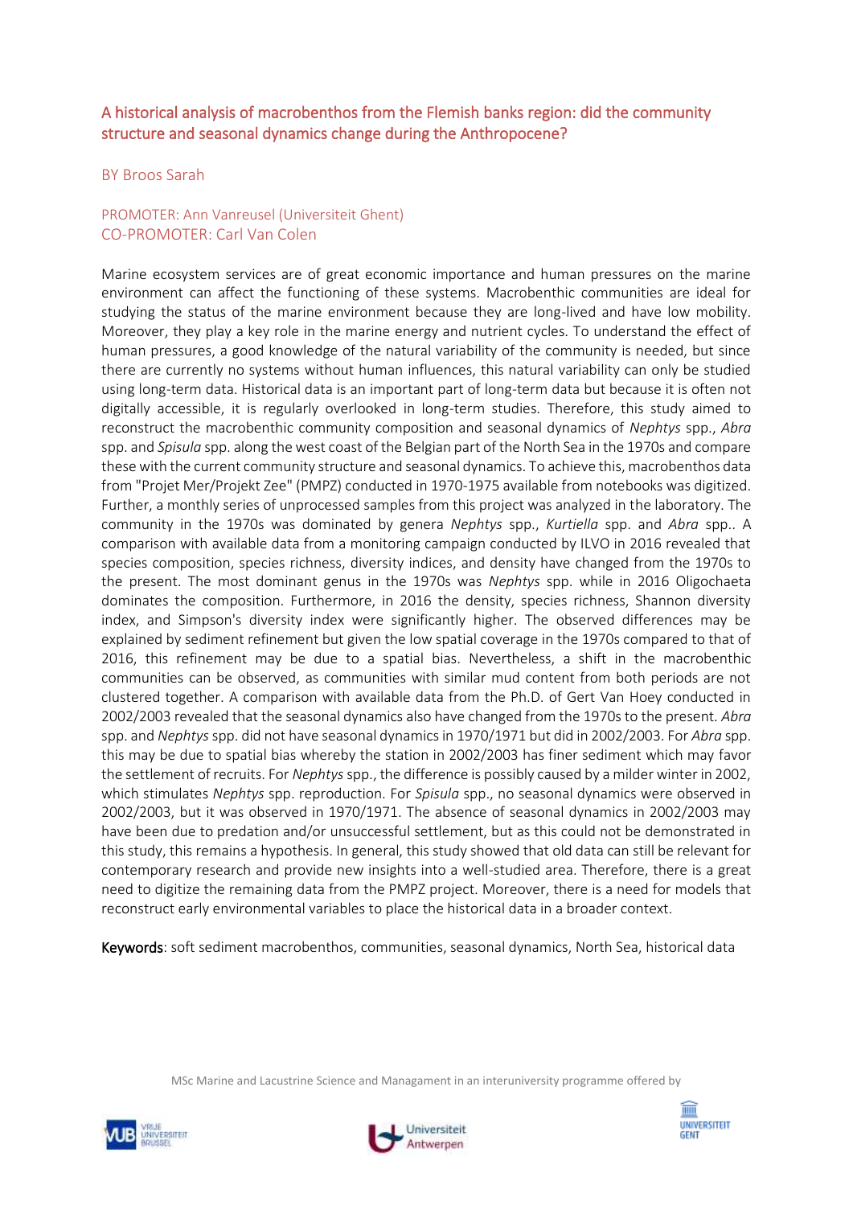## A historical analysis of macrobenthos from the Flemish banks region: did the community structure and seasonal dynamics change during the Anthropocene?

BY Broos Sarah

PROMOTER: Ann Vanreusel (Universiteit Ghent)
CO-PROMOTER: Carl Van Colen

Marine ecosystem services are of great economic importance and human pressures on the marine environment can affect the functioning of these systems. Macrobenthic communities are ideal for studying the status of the marine environment because they are long-lived and have low mobility. Moreover, they play a key role in the marine energy and nutrient cycles. To understand the effect of human pressures, a good knowledge of the natural variability of the community is needed, but since there are currently no systems without human influences, this natural variability can only be studied using long-term data. Historical data is an important part of long-term data but because it is often not digitally accessible, it is regularly overlooked in long-term studies. Therefore, this study aimed to reconstruct the macrobenthic community composition and seasonal dynamics of *Nephtys* spp., *Abra* spp. and *Spisula* spp. along the west coast of the Belgian part of the North Sea in the 1970s and compare these with the current community structure and seasonal dynamics. To achieve this, macrobenthos data from "Projet Mer/Projekt Zee" (PMPZ) conducted in 1970-1975 available from notebooks was digitized. Further, a monthly series of unprocessed samples from this project was analyzed in the laboratory. The community in the 1970s was dominated by genera *Nephtys* spp., *Kurtiella* spp. and *Abra* spp.. A comparison with available data from a monitoring campaign conducted by ILVO in 2016 revealed that species composition, species richness, diversity indices, and density have changed from the 1970s to the present. The most dominant genus in the 1970s was *Nephtys* spp. while in 2016 Oligochaeta dominates the composition. Furthermore, in 2016 the density, species richness, Shannon diversity index, and Simpson's diversity index were significantly higher. The observed differences may be explained by sediment refinement but given the low spatial coverage in the 1970s compared to that of 2016, this refinement may be due to a spatial bias. Nevertheless, a shift in the macrobenthic communities can be observed, as communities with similar mud content from both periods are not clustered together. A comparison with available data from the Ph.D. of Gert Van Hoey conducted in 2002/2003 revealed that the seasonal dynamics also have changed from the 1970s to the present. *Abra* spp. and *Nephtys* spp. did not have seasonal dynamics in 1970/1971 but did in 2002/2003. For *Abra* spp. this may be due to spatial bias whereby the station in 2002/2003 has finer sediment which may favor the settlement of recruits. For *Nephtys* spp., the difference is possibly caused by a milder winter in 2002, which stimulates *Nephtys* spp. reproduction. For *Spisula* spp., no seasonal dynamics were observed in 2002/2003, but it was observed in 1970/1971. The absence of seasonal dynamics in 2002/2003 may have been due to predation and/or unsuccessful settlement, but as this could not be demonstrated in this study, this remains a hypothesis. In general, this study showed that old data can still be relevant for contemporary research and provide new insights into a well-studied area. Therefore, there is a great need to digitize the remaining data from the PMPZ project. Moreover, there is a need for models that reconstruct early environmental variables to place the historical data in a broader context.

**Keywords**: soft sediment macrobenthos, communities, seasonal dynamics, North Sea, historical data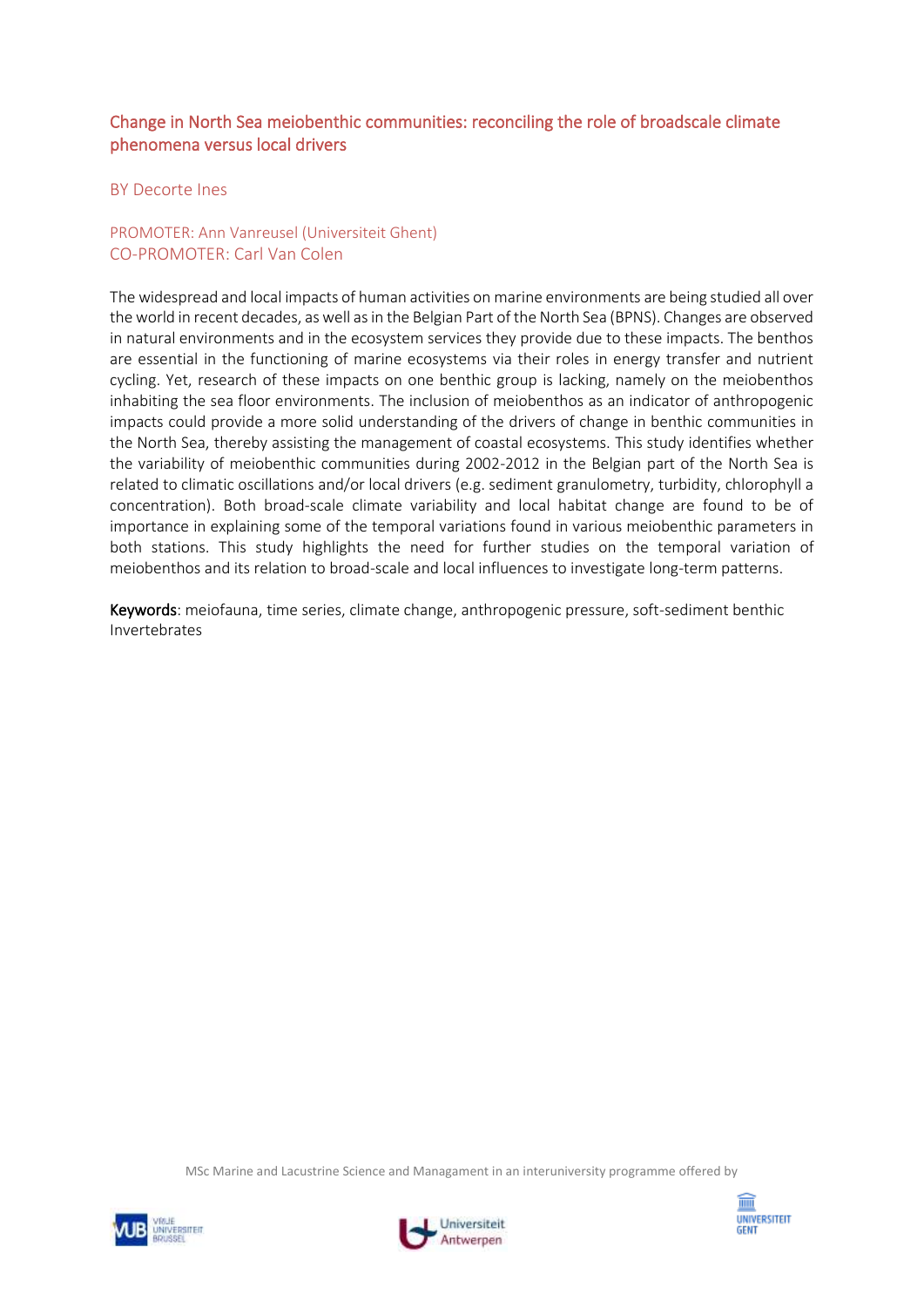## Change in North Sea meiobenthic communities: reconciling the role of broadscale climate phenomena versus local drivers

BY Decorte Ines

PROMOTER: Ann Vanreusel (Universiteit Ghent)
CO-PROMOTER: Carl Van Colen

The widespread and local impacts of human activities on marine environments are being studied all over the world in recent decades, as well as in the Belgian Part of the North Sea (BPNS). Changes are observed in natural environments and in the ecosystem services they provide due to these impacts. The benthos are essential in the functioning of marine ecosystems via their roles in energy transfer and nutrient cycling. Yet, research of these impacts on one benthic group is lacking, namely on the meiobenthos inhabiting the sea floor environments. The inclusion of meiobenthos as an indicator of anthropogenic impacts could provide a more solid understanding of the drivers of change in benthic communities in the North Sea, thereby assisting the management of coastal ecosystems. This study identifies whether the variability of meiobenthic communities during 2002-2012 in the Belgian part of the North Sea is related to climatic oscillations and/or local drivers (e.g. sediment granulometry, turbidity, chlorophyll a concentration). Both broad-scale climate variability and local habitat change are found to be of importance in explaining some of the temporal variations found in various meiobenthic parameters in both stations. This study highlights the need for further studies on the temporal variation of meiobenthos and its relation to broad-scale and local influences to investigate long-term patterns.

**Keywords**: meiofauna, time series, climate change, anthropogenic pressure, soft-sediment benthic Invertebrates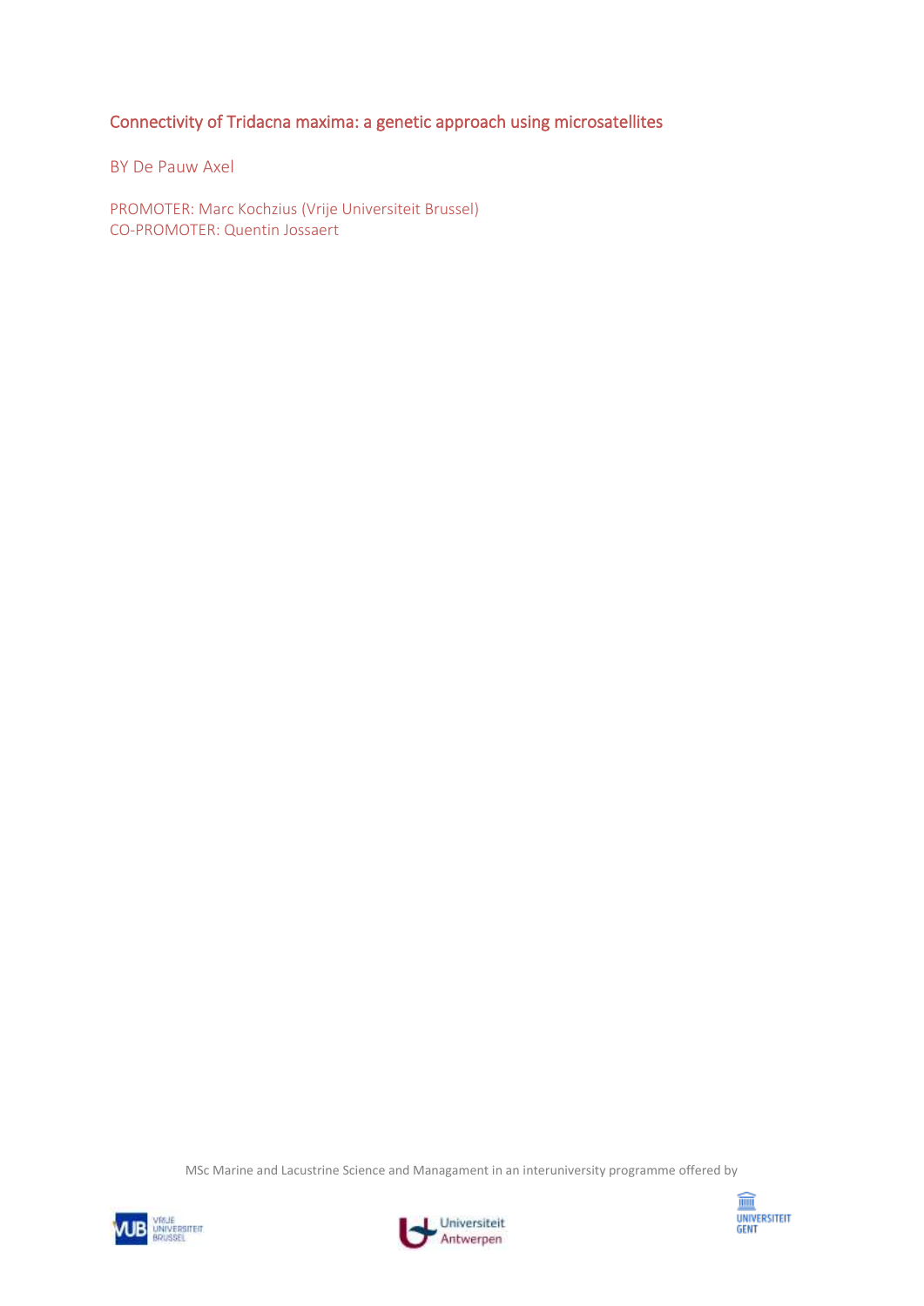# Connectivity of Tridacna maxima: a genetic approach using microsatellites

BY De Pauw Axel

PROMOTER: Marc Kochzius (Vrije Universiteit Brussel)
CO-PROMOTER: Quentin Jossaert

MSc Marine and Lacustrine Science and Managament in an interuniversity programme offered by

VUB Vrije Universiteit Brussel

Universiteit Antwerpen

Universiteit Gent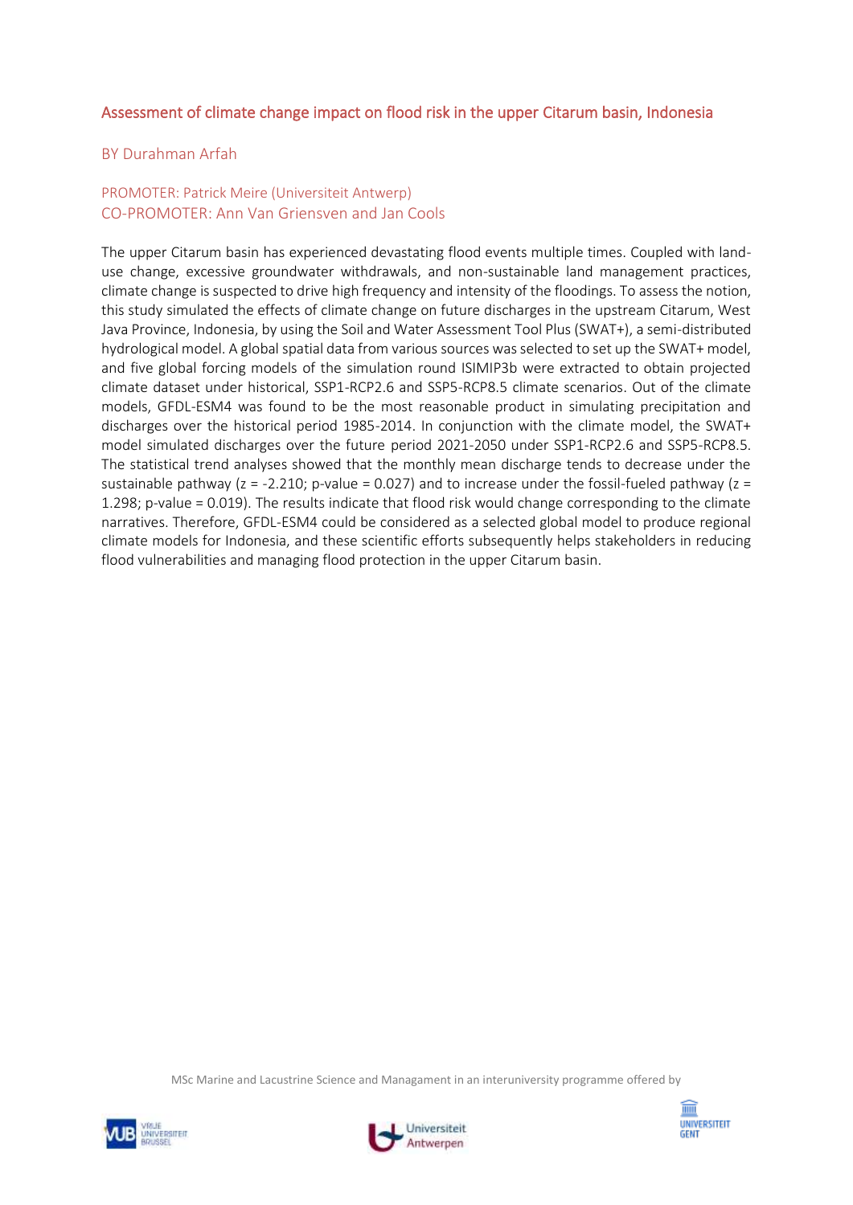## Assessment of climate change impact on flood risk in the upper Citarum basin, Indonesia

BY Durahman Arfah

PROMOTER: Patrick Meire (Universiteit Antwerp)
CO-PROMOTER: Ann Van Griensven and Jan Cools

The upper Citarum basin has experienced devastating flood events multiple times. Coupled with land-use change, excessive groundwater withdrawals, and non-sustainable land management practices, climate change is suspected to drive high frequency and intensity of the floodings. To assess the notion, this study simulated the effects of climate change on future discharges in the upstream Citarum, West Java Province, Indonesia, by using the Soil and Water Assessment Tool Plus (SWAT+), a semi-distributed hydrological model. A global spatial data from various sources was selected to set up the SWAT+ model, and five global forcing models of the simulation round ISIMIP3b were extracted to obtain projected climate dataset under historical, SSP1-RCP2.6 and SSP5-RCP8.5 climate scenarios. Out of the climate models, GFDL-ESM4 was found to be the most reasonable product in simulating precipitation and discharges over the historical period 1985-2014. In conjunction with the climate model, the SWAT+ model simulated discharges over the future period 2021-2050 under SSP1-RCP2.6 and SSP5-RCP8.5. The statistical trend analyses showed that the monthly mean discharge tends to decrease under the sustainable pathway ($z = -2.210$; p-value = 0.027) and to increase under the fossil-fueled pathway ($z = 1.298$; p-value = 0.019). The results indicate that flood risk would change corresponding to the climate narratives. Therefore, GFDL-ESM4 could be considered as a selected global model to produce regional climate models for Indonesia, and these scientific efforts subsequently helps stakeholders in reducing flood vulnerabilities and managing flood protection in the upper Citarum basin.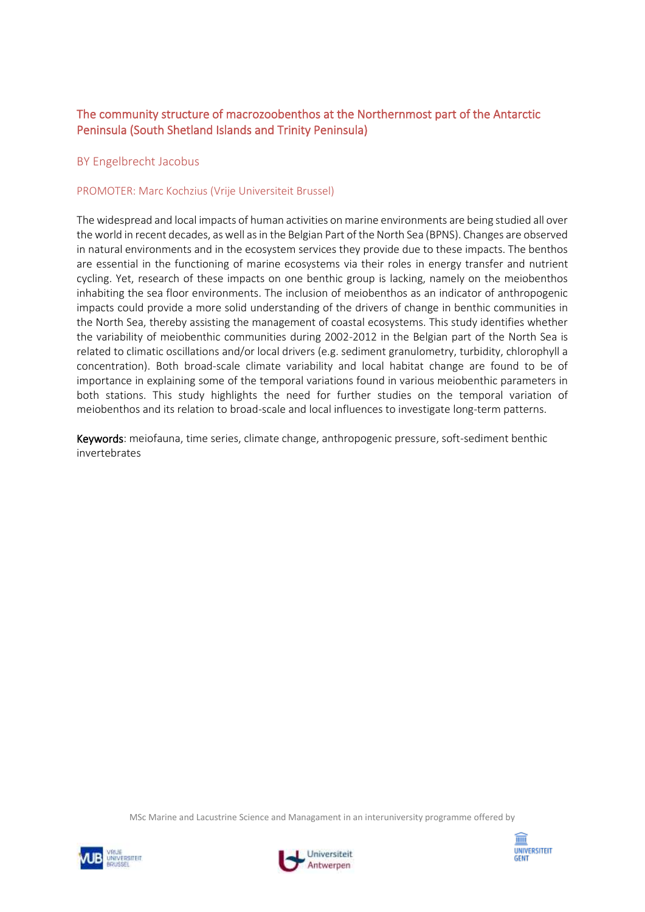## The community structure of macrozoobenthos at the Northernmost part of the Antarctic Peninsula (South Shetland Islands and Trinity Peninsula)

BY Engelbrecht Jacobus

PROMOTER: Marc Kochzius (Vrije Universiteit Brussel)

The widespread and local impacts of human activities on marine environments are being studied all over the world in recent decades, as well as in the Belgian Part of the North Sea (BPNS). Changes are observed in natural environments and in the ecosystem services they provide due to these impacts. The benthos are essential in the functioning of marine ecosystems via their roles in energy transfer and nutrient cycling. Yet, research of these impacts on one benthic group is lacking, namely on the meiobenthos inhabiting the sea floor environments. The inclusion of meiobenthos as an indicator of anthropogenic impacts could provide a more solid understanding of the drivers of change in benthic communities in the North Sea, thereby assisting the management of coastal ecosystems. This study identifies whether the variability of meiobenthic communities during 2002-2012 in the Belgian part of the North Sea is related to climatic oscillations and/or local drivers (e.g. sediment granulometry, turbidity, chlorophyll a concentration). Both broad-scale climate variability and local habitat change are found to be of importance in explaining some of the temporal variations found in various meiobenthic parameters in both stations. This study highlights the need for further studies on the temporal variation of meiobenthos and its relation to broad-scale and local influences to investigate long-term patterns.

**Keywords**: meiofauna, time series, climate change, anthropogenic pressure, soft-sediment benthic invertebrates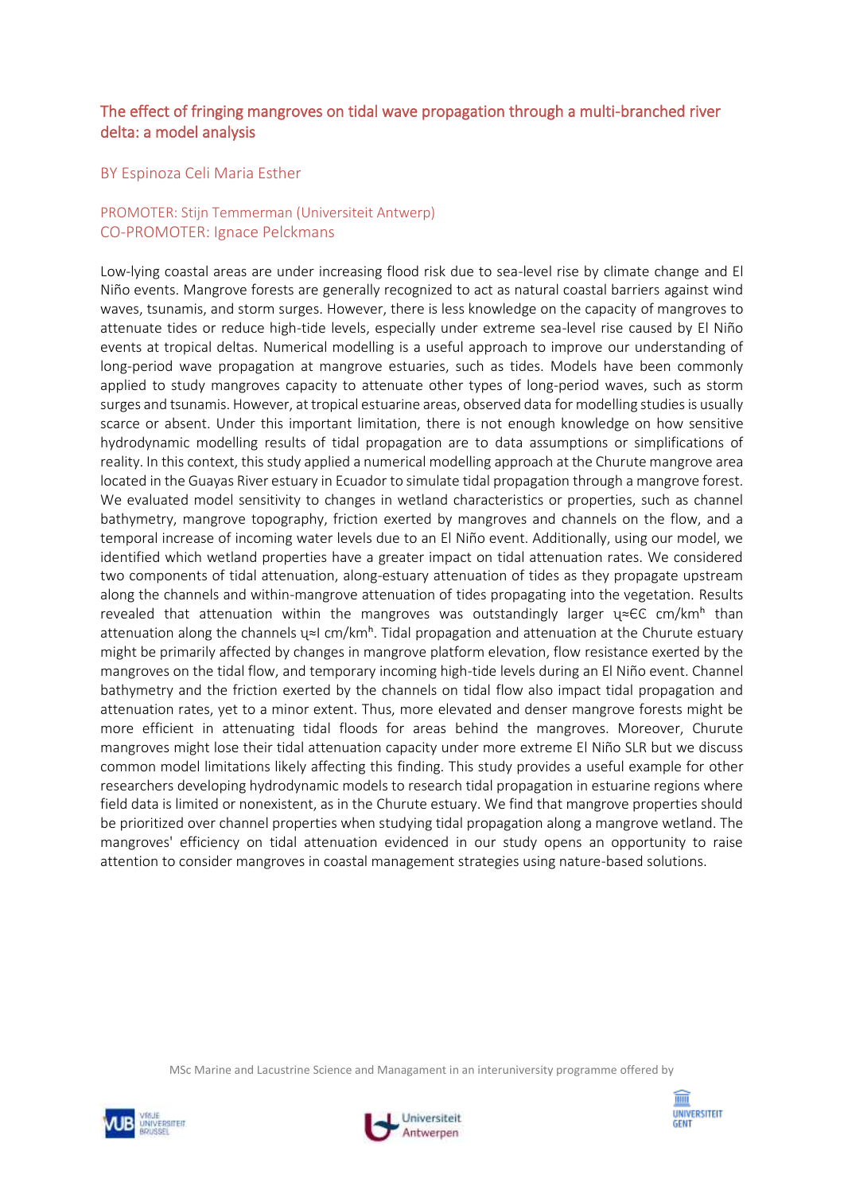# The effect of fringing mangroves on tidal wave propagation through a multi-branched river delta: a model analysis

BY Espinoza Celi Maria Esther

PROMOTER: Stijn Temmerman (Universiteit Antwerp)
CO-PROMOTER: Ignace Pelckmans

Low-lying coastal areas are under increasing flood risk due to sea-level rise by climate change and El Niño events. Mangrove forests are generally recognized to act as natural coastal barriers against wind waves, tsunamis, and storm surges. However, there is less knowledge on the capacity of mangroves to attenuate tides or reduce high-tide levels, especially under extreme sea-level rise caused by El Niño events at tropical deltas. Numerical modelling is a useful approach to improve our understanding of long-period wave propagation at mangrove estuaries, such as tides. Models have been commonly applied to study mangroves capacity to attenuate other types of long-period waves, such as storm surges and tsunamis. However, at tropical estuarine areas, observed data for modelling studies is usually scarce or absent. Under this important limitation, there is not enough knowledge on how sensitive hydrodynamic modelling results of tidal propagation are to data assumptions or simplifications of reality. In this context, this study applied a numerical modelling approach at the Churute mangrove area located in the Guayas River estuary in Ecuador to simulate tidal propagation through a mangrove forest. We evaluated model sensitivity to changes in wetland characteristics or properties, such as channel bathymetry, mangrove topography, friction exerted by mangroves and channels on the flow, and a temporal increase of incoming water levels due to an El Niño event. Additionally, using our model, we identified which wetland properties have a greater impact on tidal attenuation rates. We considered two components of tidal attenuation, along-estuary attenuation of tides as they propagate upstream along the channels and within-mangrove attenuation of tides propagating into the vegetation. Results revealed that attenuation within the mangroves was outstandingly larger ɥ≈ЄϹ cm/km$^h$ than attenuation along the channels ɥ≈I cm/km$^h$. Tidal propagation and attenuation at the Churute estuary might be primarily affected by changes in mangrove platform elevation, flow resistance exerted by the mangroves on the tidal flow, and temporary incoming high-tide levels during an El Niño event. Channel bathymetry and the friction exerted by the channels on tidal flow also impact tidal propagation and attenuation rates, yet to a minor extent. Thus, more elevated and denser mangrove forests might be more efficient in attenuating tidal floods for areas behind the mangroves. Moreover, Churute mangroves might lose their tidal attenuation capacity under more extreme El Niño SLR but we discuss common model limitations likely affecting this finding. This study provides a useful example for other researchers developing hydrodynamic models to research tidal propagation in estuarine regions where field data is limited or nonexistent, as in the Churute estuary. We find that mangrove properties should be prioritized over channel properties when studying tidal propagation along a mangrove wetland. The mangroves' efficiency on tidal attenuation evidenced in our study opens an opportunity to raise attention to consider mangroves in coastal management strategies using nature-based solutions.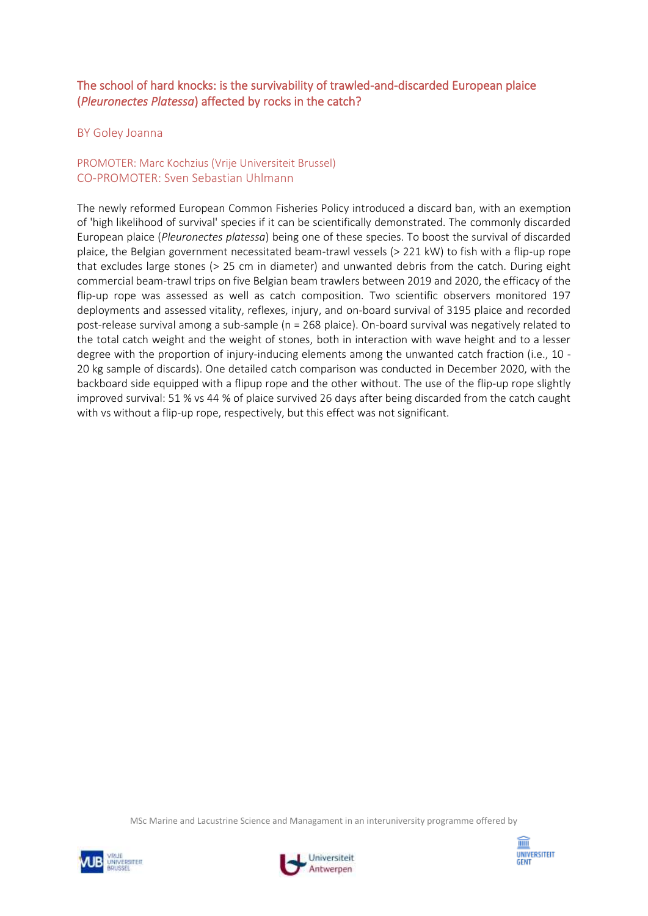## The school of hard knocks: is the survivability of trawled-and-discarded European plaice (*Pleuronectes Platessa*) affected by rocks in the catch?

BY Goley Joanna

PROMOTER: Marc Kochzius (Vrije Universiteit Brussel)
CO-PROMOTER: Sven Sebastian Uhlmann

The newly reformed European Common Fisheries Policy introduced a discard ban, with an exemption of 'high likelihood of survival' species if it can be scientifically demonstrated. The commonly discarded European plaice (*Pleuronectes platessa*) being one of these species. To boost the survival of discarded plaice, the Belgian government necessitated beam-trawl vessels (> 221 kW) to fish with a flip-up rope that excludes large stones (> 25 cm in diameter) and unwanted debris from the catch. During eight commercial beam-trawl trips on five Belgian beam trawlers between 2019 and 2020, the efficacy of the flip-up rope was assessed as well as catch composition. Two scientific observers monitored 197 deployments and assessed vitality, reflexes, injury, and on-board survival of 3195 plaice and recorded post-release survival among a sub-sample (n = 268 plaice). On-board survival was negatively related to the total catch weight and the weight of stones, both in interaction with wave height and to a lesser degree with the proportion of injury-inducing elements among the unwanted catch fraction (i.e., 10 - 20 kg sample of discards). One detailed catch comparison was conducted in December 2020, with the backboard side equipped with a flipup rope and the other without. The use of the flip-up rope slightly improved survival: 51 % vs 44 % of plaice survived 26 days after being discarded from the catch caught with vs without a flip-up rope, respectively, but this effect was not significant.

MSc Marine and Lacustrine Science and Managament in an interuniversity programme offered by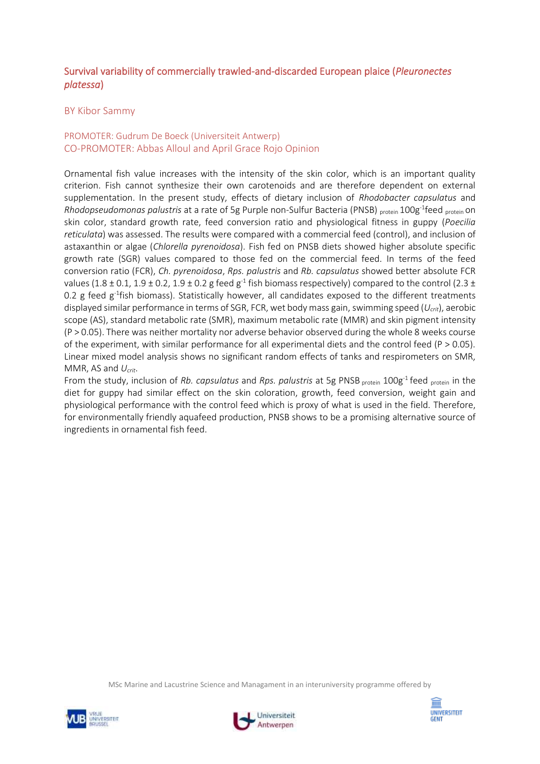## Survival variability of commercially trawled-and-discarded European plaice (*Pleuronectes platessa*)

BY Kibor Sammy

PROMOTER: Gudrum De Boeck (Universiteit Antwerp)
CO-PROMOTER: Abbas Alloul and April Grace Rojo Opinion

Ornamental fish value increases with the intensity of the skin color, which is an important quality criterion. Fish cannot synthesize their own carotenoids and are therefore dependent on external supplementation. In the present study, effects of dietary inclusion of *Rhodobacter capsulatus* and *Rhodopseudomonas palustris* at a rate of 5g Purple non-Sulfur Bacteria (PNSB) $_{protein}$ $100g^{-1}$feed $_{protein}$ on skin color, standard growth rate, feed conversion ratio and physiological fitness in guppy (*Poecilia reticulata*) was assessed. The results were compared with a commercial feed (control), and inclusion of astaxanthin or algae (*Chlorella pyrenoidosa*). Fish fed on PNSB diets showed higher absolute specific growth rate (SGR) values compared to those fed on the commercial feed. In terms of the feed conversion ratio (FCR), *Ch. pyrenoidosa*, *Rps. palustris* and *Rb. capsulatus* showed better absolute FCR values (1.8 ± 0.1, 1.9 ± 0.2, 1.9 ± 0.2 g feed $g^{-1}$ fish biomass respectively) compared to the control (2.3 ± 0.2 g feed $g^{-1}$fish biomass). Statistically however, all candidates exposed to the different treatments displayed similar performance in terms of SGR, FCR, wet body mass gain, swimming speed ($U_{crit}$), aerobic scope (AS), standard metabolic rate (SMR), maximum metabolic rate (MMR) and skin pigment intensity ($P > 0.05$). There was neither mortality nor adverse behavior observed during the whole 8 weeks course of the experiment, with similar performance for all experimental diets and the control feed ($P > 0.05$). Linear mixed model analysis shows no significant random effects of tanks and respirometers on SMR, MMR, AS and $U_{crit}$.

From the study, inclusion of *Rb. capsulatus* and *Rps. palustris* at 5g PNSB $_{protein}$ $100g^{-1}$ feed $_{protein}$ in the diet for guppy had similar effect on the skin coloration, growth, feed conversion, weight gain and physiological performance with the control feed which is proxy of what is used in the field. Therefore, for environmentally friendly aquafeed production, PNSB shows to be a promising alternative source of ingredients in ornamental fish feed.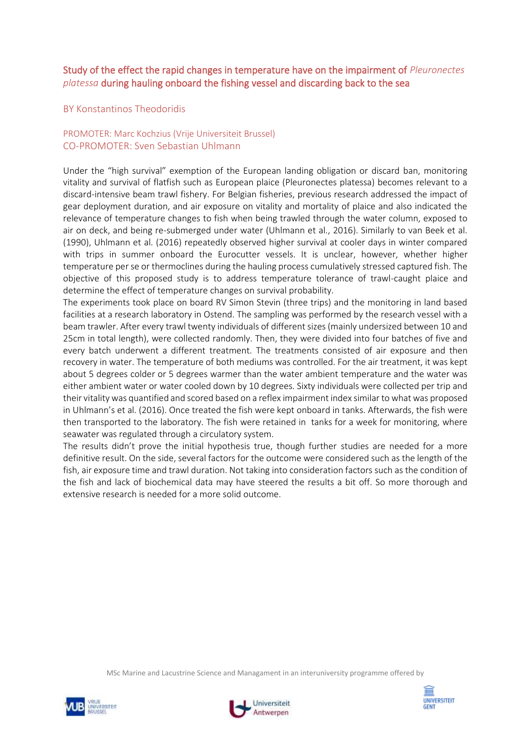## Study of the effect the rapid changes in temperature have on the impairment of *Pleuronectes platessa* during hauling onboard the fishing vessel and discarding back to the sea

BY Konstantinos Theodoridis

PROMOTER: Marc Kochzius (Vrije Universiteit Brussel)
CO-PROMOTER: Sven Sebastian Uhlmann

Under the "high survival" exemption of the European landing obligation or discard ban, monitoring vitality and survival of flatfish such as European plaice (Pleuronectes platessa) becomes relevant to a discard-intensive beam trawl fishery. For Belgian fisheries, previous research addressed the impact of gear deployment duration, and air exposure on vitality and mortality of plaice and also indicated the relevance of temperature changes to fish when being trawled through the water column, exposed to air on deck, and being re-submerged under water (Uhlmann et al., 2016). Similarly to van Beek et al. (1990), Uhlmann et al. (2016) repeatedly observed higher survival at cooler days in winter compared with trips in summer onboard the Eurocutter vessels. It is unclear, however, whether higher temperature per se or thermoclines during the hauling process cumulatively stressed captured fish. The objective of this proposed study is to address temperature tolerance of trawl-caught plaice and determine the effect of temperature changes on survival probability.
The experiments took place on board RV Simon Stevin (three trips) and the monitoring in land based facilities at a research laboratory in Ostend. The sampling was performed by the research vessel with a beam trawler. After every trawl twenty individuals of different sizes (mainly undersized between 10 and 25cm in total length), were collected randomly. Then, they were divided into four batches of five and every batch underwent a different treatment. The treatments consisted of air exposure and then recovery in water. The temperature of both mediums was controlled. For the air treatment, it was kept about 5 degrees colder or 5 degrees warmer than the water ambient temperature and the water was either ambient water or water cooled down by 10 degrees. Sixty individuals were collected per trip and their vitality was quantified and scored based on a reflex impairment index similar to what was proposed in Uhlmann's et al. (2016). Once treated the fish were kept onboard in tanks. Afterwards, the fish were then transported to the laboratory. The fish were retained in tanks for a week for monitoring, where seawater was regulated through a circulatory system.
The results didn't prove the initial hypothesis true, though further studies are needed for a more definitive result. On the side, several factors for the outcome were considered such as the length of the fish, air exposure time and trawl duration. Not taking into consideration factors such as the condition of the fish and lack of biochemical data may have steered the results a bit off. So more thorough and extensive research is needed for a more solid outcome.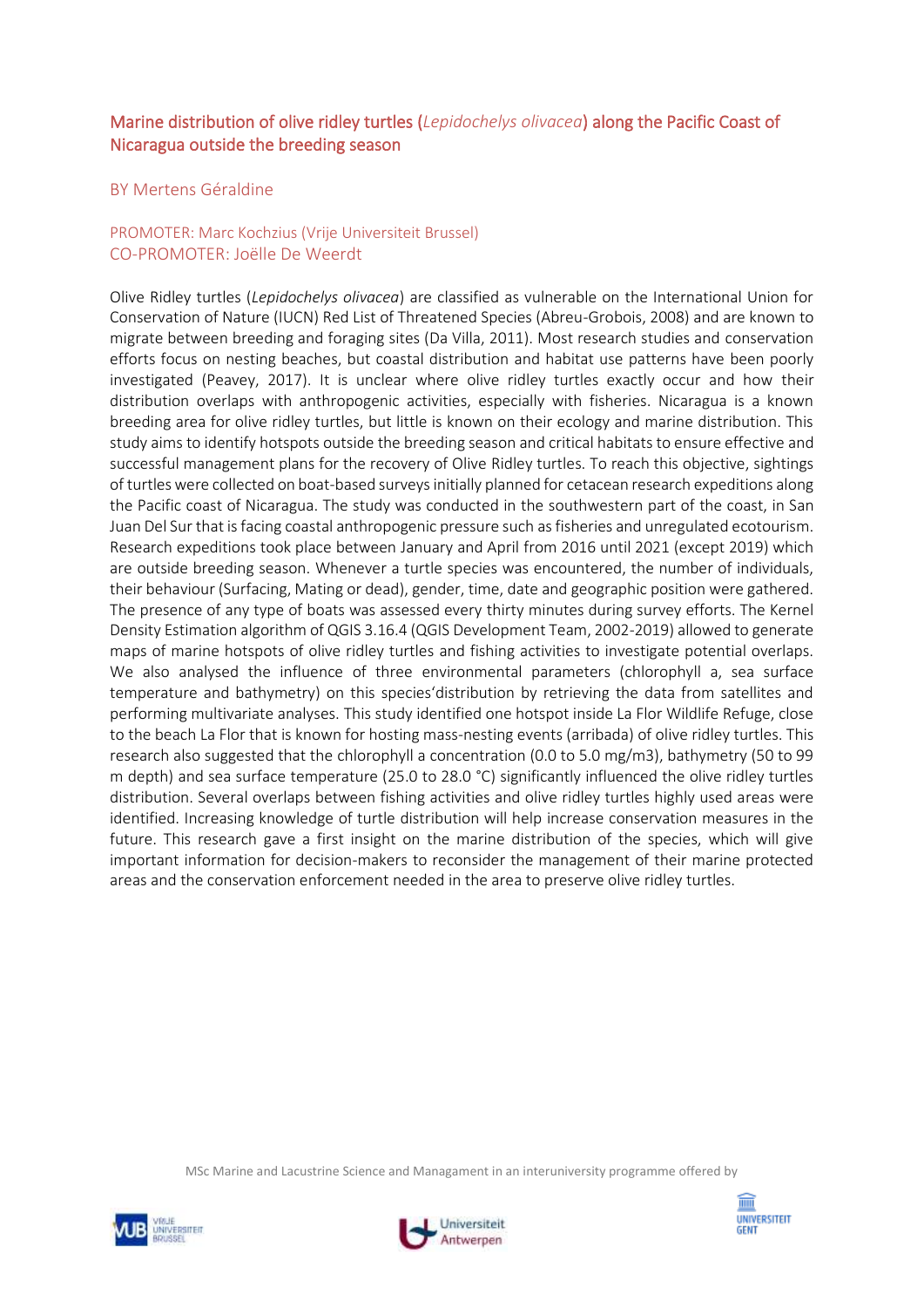## Marine distribution of olive ridley turtles (*Lepidochelys olivacea*) along the Pacific Coast of Nicaragua outside the breeding season

BY Mertens Géraldine

PROMOTER: Marc Kochzius (Vrije Universiteit Brussel)
CO-PROMOTER: Joëlle De Weerdt

Olive Ridley turtles (*Lepidochelys olivacea*) are classified as vulnerable on the International Union for Conservation of Nature (IUCN) Red List of Threatened Species (Abreu-Grobois, 2008) and are known to migrate between breeding and foraging sites (Da Villa, 2011). Most research studies and conservation efforts focus on nesting beaches, but coastal distribution and habitat use patterns have been poorly investigated (Peavey, 2017). It is unclear where olive ridley turtles exactly occur and how their distribution overlaps with anthropogenic activities, especially with fisheries. Nicaragua is a known breeding area for olive ridley turtles, but little is known on their ecology and marine distribution. This study aims to identify hotspots outside the breeding season and critical habitats to ensure effective and successful management plans for the recovery of Olive Ridley turtles. To reach this objective, sightings of turtles were collected on boat-based surveys initially planned for cetacean research expeditions along the Pacific coast of Nicaragua. The study was conducted in the southwestern part of the coast, in San Juan Del Sur that is facing coastal anthropogenic pressure such as fisheries and unregulated ecotourism. Research expeditions took place between January and April from 2016 until 2021 (except 2019) which are outside breeding season. Whenever a turtle species was encountered, the number of individuals, their behaviour (Surfacing, Mating or dead), gender, time, date and geographic position were gathered. The presence of any type of boats was assessed every thirty minutes during survey efforts. The Kernel Density Estimation algorithm of QGIS 3.16.4 (QGIS Development Team, 2002-2019) allowed to generate maps of marine hotspots of olive ridley turtles and fishing activities to investigate potential overlaps. We also analysed the influence of three environmental parameters (chlorophyll a, sea surface temperature and bathymetry) on this species'distribution by retrieving the data from satellites and performing multivariate analyses. This study identified one hotspot inside La Flor Wildlife Refuge, close to the beach La Flor that is known for hosting mass-nesting events (arribada) of olive ridley turtles. This research also suggested that the chlorophyll a concentration (0.0 to 5.0 mg/m3), bathymetry (50 to 99 m depth) and sea surface temperature (25.0 to 28.0 °C) significantly influenced the olive ridley turtles distribution. Several overlaps between fishing activities and olive ridley turtles highly used areas were identified. Increasing knowledge of turtle distribution will help increase conservation measures in the future. This research gave a first insight on the marine distribution of the species, which will give important information for decision-makers to reconsider the management of their marine protected areas and the conservation enforcement needed in the area to preserve olive ridley turtles.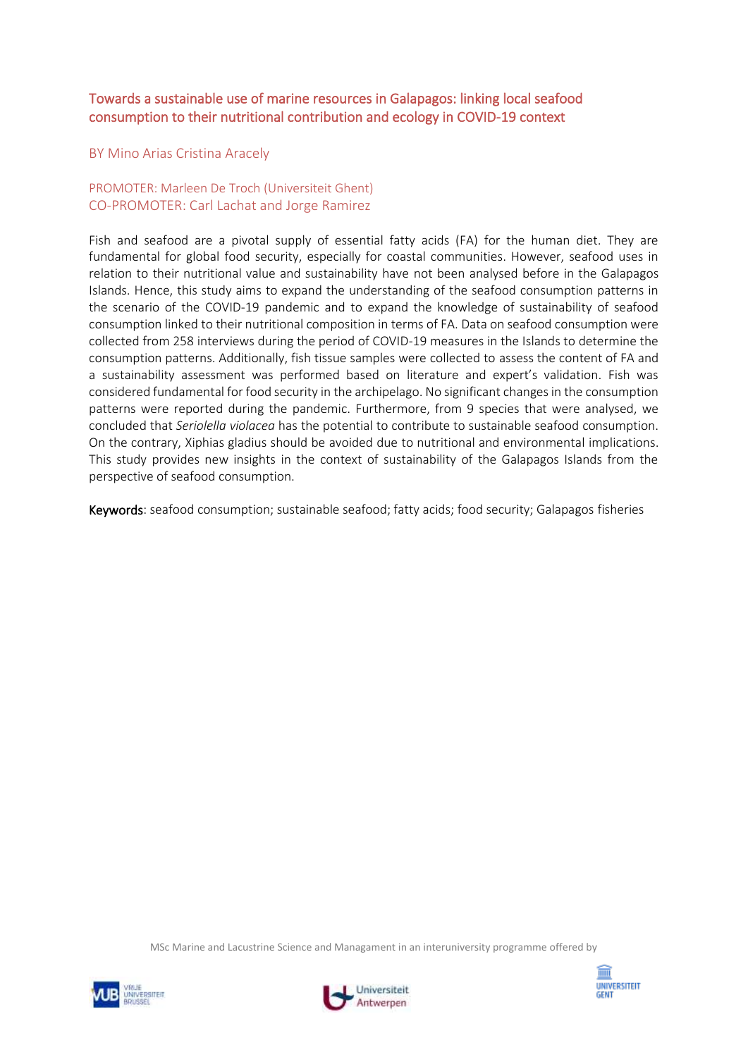## Towards a sustainable use of marine resources in Galapagos: linking local seafood consumption to their nutritional contribution and ecology in COVID-19 context

BY Mino Arias Cristina Aracely

PROMOTER: Marleen De Troch (Universiteit Ghent)
CO-PROMOTER: Carl Lachat and Jorge Ramirez

Fish and seafood are a pivotal supply of essential fatty acids (FA) for the human diet. They are fundamental for global food security, especially for coastal communities. However, seafood uses in relation to their nutritional value and sustainability have not been analysed before in the Galapagos Islands. Hence, this study aims to expand the understanding of the seafood consumption patterns in the scenario of the COVID-19 pandemic and to expand the knowledge of sustainability of seafood consumption linked to their nutritional composition in terms of FA. Data on seafood consumption were collected from 258 interviews during the period of COVID-19 measures in the Islands to determine the consumption patterns. Additionally, fish tissue samples were collected to assess the content of FA and a sustainability assessment was performed based on literature and expert's validation. Fish was considered fundamental for food security in the archipelago. No significant changes in the consumption patterns were reported during the pandemic. Furthermore, from 9 species that were analysed, we concluded that *Seriolella violacea* has the potential to contribute to sustainable seafood consumption. On the contrary, Xiphias gladius should be avoided due to nutritional and environmental implications. This study provides new insights in the context of sustainability of the Galapagos Islands from the perspective of seafood consumption.

**Keywords**: seafood consumption; sustainable seafood; fatty acids; food security; Galapagos fisheries

MSc Marine and Lacustrine Science and Managament in an interuniversity programme offered by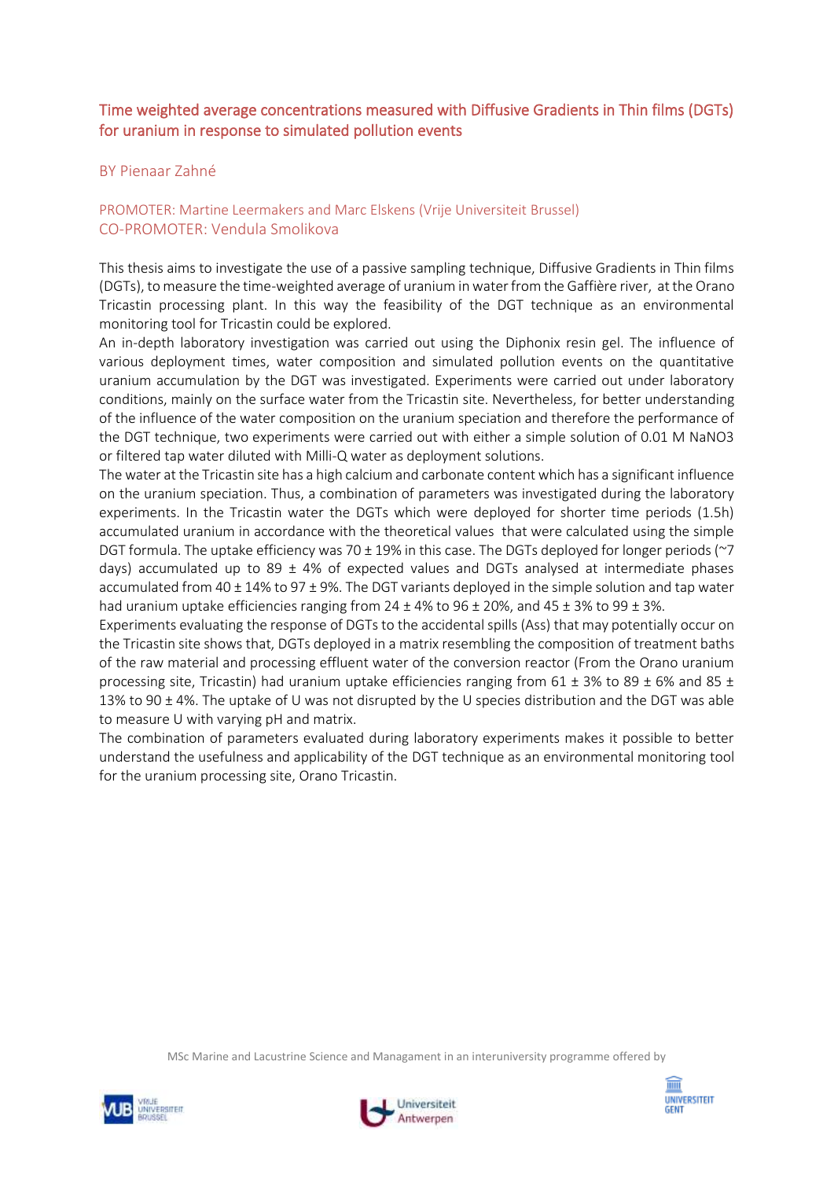## Time weighted average concentrations measured with Diffusive Gradients in Thin films (DGTs) for uranium in response to simulated pollution events

BY Pienaar Zahné

PROMOTER: Martine Leermakers and Marc Elskens (Vrije Universiteit Brussel)
CO-PROMOTER: Vendula Smolikova

This thesis aims to investigate the use of a passive sampling technique, Diffusive Gradients in Thin films (DGTs), to measure the time-weighted average of uranium in water from the Gaffière river, at the Orano Tricastin processing plant. In this way the feasibility of the DGT technique as an environmental monitoring tool for Tricastin could be explored.

An in-depth laboratory investigation was carried out using the Diphonix resin gel. The influence of various deployment times, water composition and simulated pollution events on the quantitative uranium accumulation by the DGT was investigated. Experiments were carried out under laboratory conditions, mainly on the surface water from the Tricastin site. Nevertheless, for better understanding of the influence of the water composition on the uranium speciation and therefore the performance of the DGT technique, two experiments were carried out with either a simple solution of 0.01 M $NaNO_3$ or filtered tap water diluted with Milli-Q water as deployment solutions.

The water at the Tricastin site has a high calcium and carbonate content which has a significant influence on the uranium speciation. Thus, a combination of parameters was investigated during the laboratory experiments. In the Tricastin water the DGTs which were deployed for shorter time periods (1.5h) accumulated uranium in accordance with the theoretical values that were calculated using the simple DGT formula. The uptake efficiency was 70 ± 19% in this case. The DGTs deployed for longer periods (~7 days) accumulated up to 89 ± 4% of expected values and DGTs analysed at intermediate phases accumulated from 40 ± 14% to 97 ± 9%. The DGT variants deployed in the simple solution and tap water had uranium uptake efficiencies ranging from 24 ± 4% to 96 ± 20%, and 45 ± 3% to 99 ± 3%.

Experiments evaluating the response of DGTs to the accidental spills (Ass) that may potentially occur on the Tricastin site shows that, DGTs deployed in a matrix resembling the composition of treatment baths of the raw material and processing effluent water of the conversion reactor (From the Orano uranium processing site, Tricastin) had uranium uptake efficiencies ranging from 61 ± 3% to 89 ± 6% and 85 ± 13% to 90 ± 4%. The uptake of U was not disrupted by the U species distribution and the DGT was able to measure U with varying pH and matrix.

The combination of parameters evaluated during laboratory experiments makes it possible to better understand the usefulness and applicability of the DGT technique as an environmental monitoring tool for the uranium processing site, Orano Tricastin.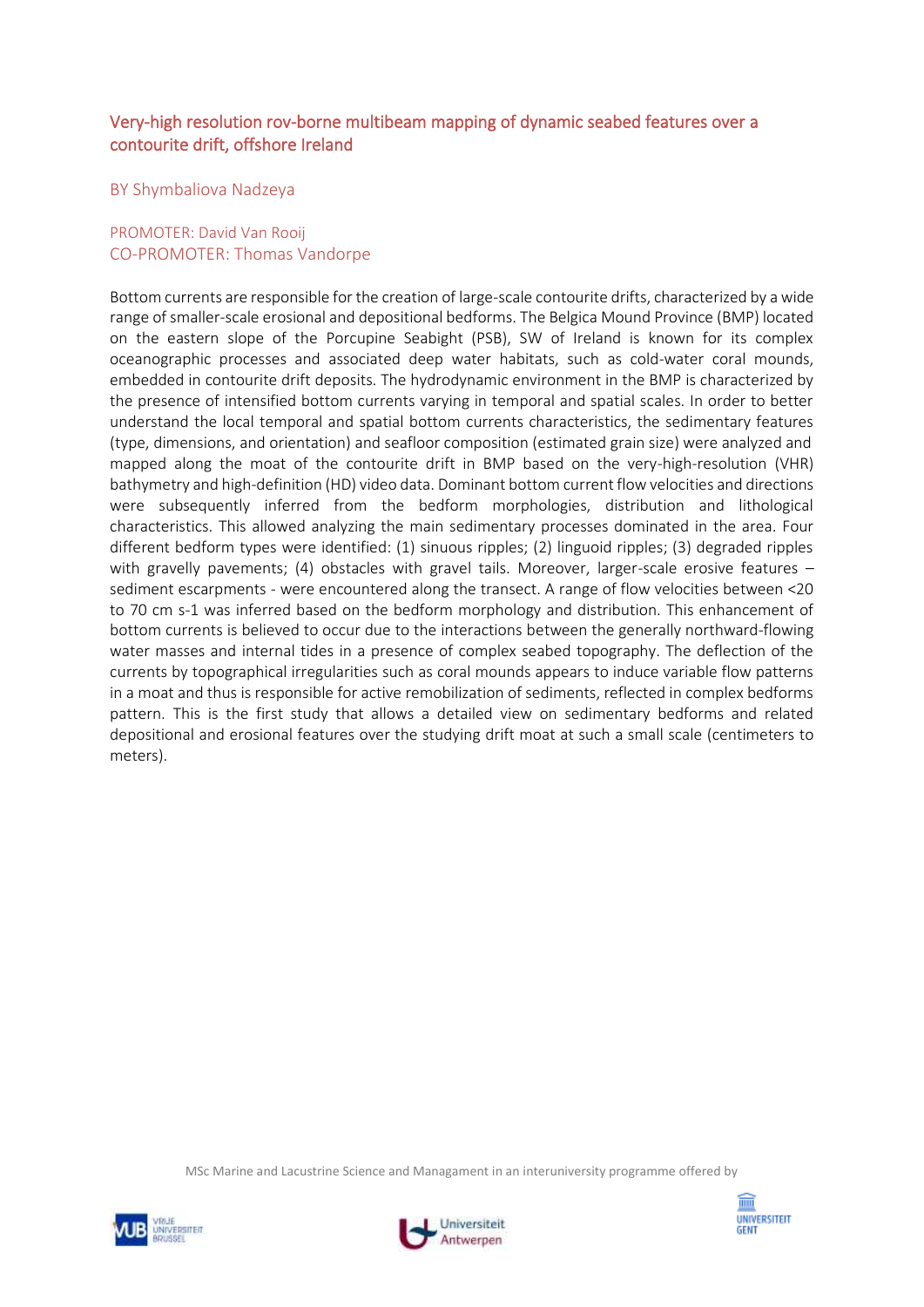## Very-high resolution rov-borne multibeam mapping of dynamic seabed features over a contourite drift, offshore Ireland

BY Shymbaliova Nadzeya

PROMOTER: David Van Rooij
CO-PROMOTER: Thomas Vandorpe

Bottom currents are responsible for the creation of large-scale contourite drifts, characterized by a wide range of smaller-scale erosional and depositional bedforms. The Belgica Mound Province (BMP) located on the eastern slope of the Porcupine Seabight (PSB), SW of Ireland is known for its complex oceanographic processes and associated deep water habitats, such as cold-water coral mounds, embedded in contourite drift deposits. The hydrodynamic environment in the BMP is characterized by the presence of intensified bottom currents varying in temporal and spatial scales. In order to better understand the local temporal and spatial bottom currents characteristics, the sedimentary features (type, dimensions, and orientation) and seafloor composition (estimated grain size) were analyzed and mapped along the moat of the contourite drift in BMP based on the very-high-resolution (VHR) bathymetry and high-definition (HD) video data. Dominant bottom current flow velocities and directions were subsequently inferred from the bedform morphologies, distribution and lithological characteristics. This allowed analyzing the main sedimentary processes dominated in the area. Four different bedform types were identified: (1) sinuous ripples; (2) linguoid ripples; (3) degraded ripples with gravelly pavements; (4) obstacles with gravel tails. Moreover, larger-scale erosive features – sediment escarpments - were encountered along the transect. A range of flow velocities between <20 to 70 cm s-1 was inferred based on the bedform morphology and distribution. This enhancement of bottom currents is believed to occur due to the interactions between the generally northward-flowing water masses and internal tides in a presence of complex seabed topography. The deflection of the currents by topographical irregularities such as coral mounds appears to induce variable flow patterns in a moat and thus is responsible for active remobilization of sediments, reflected in complex bedforms pattern. This is the first study that allows a detailed view on sedimentary bedforms and related depositional and erosional features over the studying drift moat at such a small scale (centimeters to meters).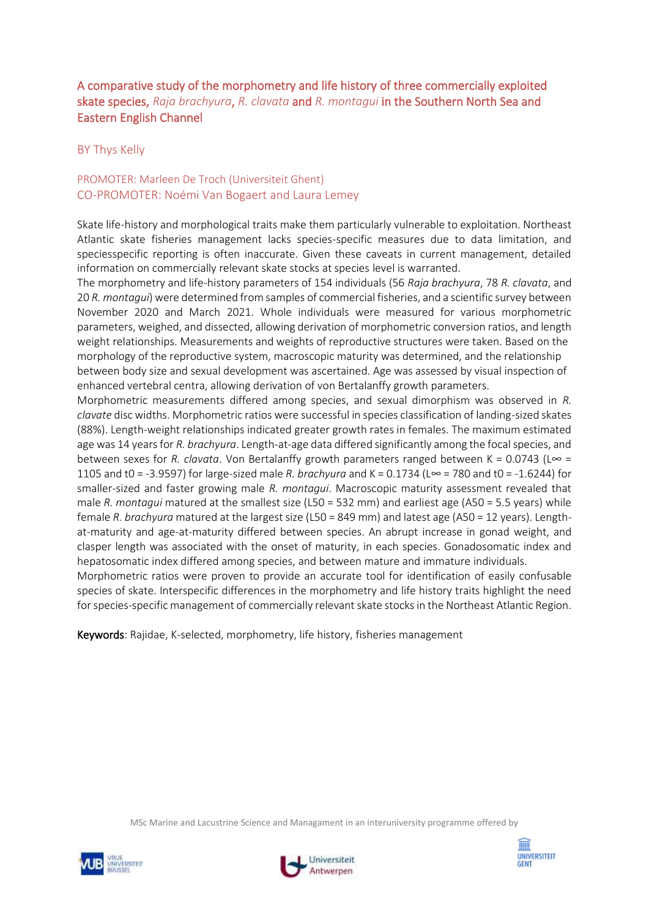## A comparative study of the morphometry and life history of three commercially exploited skate species, *Raja brachyura*, *R. clavata* and *R. montagui* in the Southern North Sea and Eastern English Channel

BY Thys Kelly

PROMOTER: Marleen De Troch (Universiteit Ghent)
CO-PROMOTER: Noémi Van Bogaert and Laura Lemey

Skate life-history and morphological traits make them particularly vulnerable to exploitation. Northeast Atlantic skate fisheries management lacks species-specific measures due to data limitation, and speciesspecific reporting is often inaccurate. Given these caveats in current management, detailed information on commercially relevant skate stocks at species level is warranted.

The morphometry and life-history parameters of 154 individuals (56 *Raja brachyura*, 78 *R. clavata*, and 20 *R. montagui*) were determined from samples of commercial fisheries, and a scientific survey between November 2020 and March 2021. Whole individuals were measured for various morphometric parameters, weighed, and dissected, allowing derivation of morphometric conversion ratios, and length weight relationships. Measurements and weights of reproductive structures were taken. Based on the morphology of the reproductive system, macroscopic maturity was determined, and the relationship between body size and sexual development was ascertained. Age was assessed by visual inspection of enhanced vertebral centra, allowing derivation of von Bertalanffy growth parameters.

Morphometric measurements differed among species, and sexual dimorphism was observed in *R. clavate* disc widths. Morphometric ratios were successful in species classification of landing-sized skates (88%). Length-weight relationships indicated greater growth rates in females. The maximum estimated age was 14 years for *R. brachyura*. Length-at-age data differed significantly among the focal species, and between sexes for *R. clavata*. Von Bertalanffy growth parameters ranged between K = 0.0743 ($L_\infty$ = 1105 and t0 = -3.9597) for large-sized male *R. brachyura* and K = 0.1734 ($L_\infty$ = 780 and t0 = -1.6244) for smaller-sized and faster growing male *R. montagui*. Macroscopic maturity assessment revealed that male *R. montagui* matured at the smallest size (L50 = 532 mm) and earliest age (A50 = 5.5 years) while female *R. brachyura* matured at the largest size (L50 = 849 mm) and latest age (A50 = 12 years). Length-at-maturity and age-at-maturity differed between species. An abrupt increase in gonad weight, and clasper length was associated with the onset of maturity, in each species. Gonadosomatic index and hepatosomatic index differed among species, and between mature and immature individuals.

Morphometric ratios were proven to provide an accurate tool for identification of easily confusable species of skate. Interspecific differences in the morphometry and life history traits highlight the need for species-specific management of commercially relevant skate stocks in the Northeast Atlantic Region.

**Keywords**: Rajidae, K-selected, morphometry, life history, fisheries management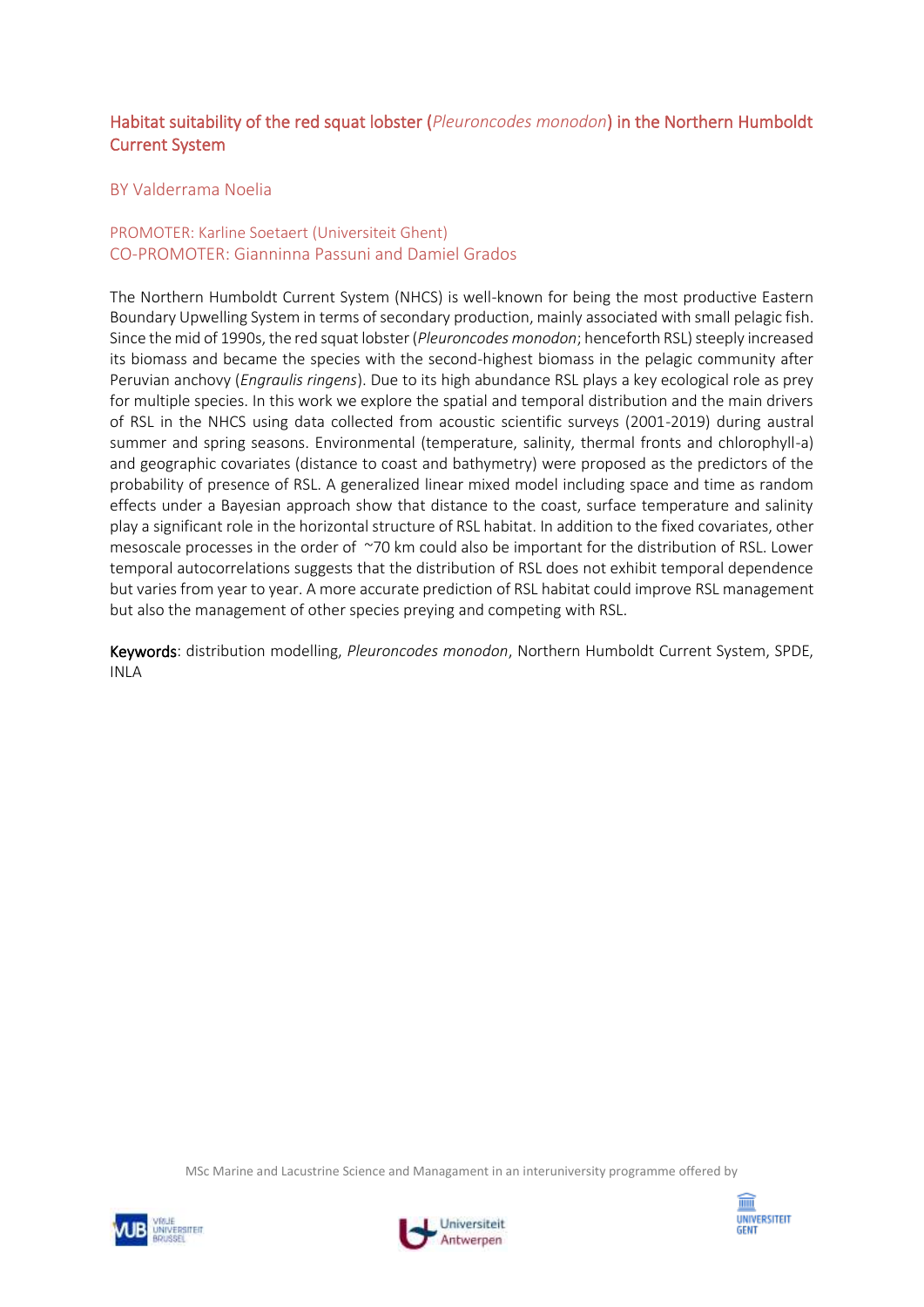## Habitat suitability of the red squat lobster (*Pleuroncodes monodon*) in the Northern Humboldt Current System

BY Valderrama Noelia

PROMOTER: Karline Soetaert (Universiteit Ghent)
CO-PROMOTER: Gianninna Passuni and Damiel Grados

The Northern Humboldt Current System (NHCS) is well-known for being the most productive Eastern Boundary Upwelling System in terms of secondary production, mainly associated with small pelagic fish. Since the mid of 1990s, the red squat lobster (*Pleuroncodes monodon*; henceforth RSL) steeply increased its biomass and became the species with the second-highest biomass in the pelagic community after Peruvian anchovy (*Engraulis ringens*). Due to its high abundance RSL plays a key ecological role as prey for multiple species. In this work we explore the spatial and temporal distribution and the main drivers of RSL in the NHCS using data collected from acoustic scientific surveys (2001-2019) during austral summer and spring seasons. Environmental (temperature, salinity, thermal fronts and chlorophyll-a) and geographic covariates (distance to coast and bathymetry) were proposed as the predictors of the probability of presence of RSL. A generalized linear mixed model including space and time as random effects under a Bayesian approach show that distance to the coast, surface temperature and salinity play a significant role in the horizontal structure of RSL habitat. In addition to the fixed covariates, other mesoscale processes in the order of ~70 km could also be important for the distribution of RSL. Lower temporal autocorrelations suggests that the distribution of RSL does not exhibit temporal dependence but varies from year to year. A more accurate prediction of RSL habitat could improve RSL management but also the management of other species preying and competing with RSL.

**Keywords**: distribution modelling, *Pleuroncodes monodon*, Northern Humboldt Current System, SPDE, INLA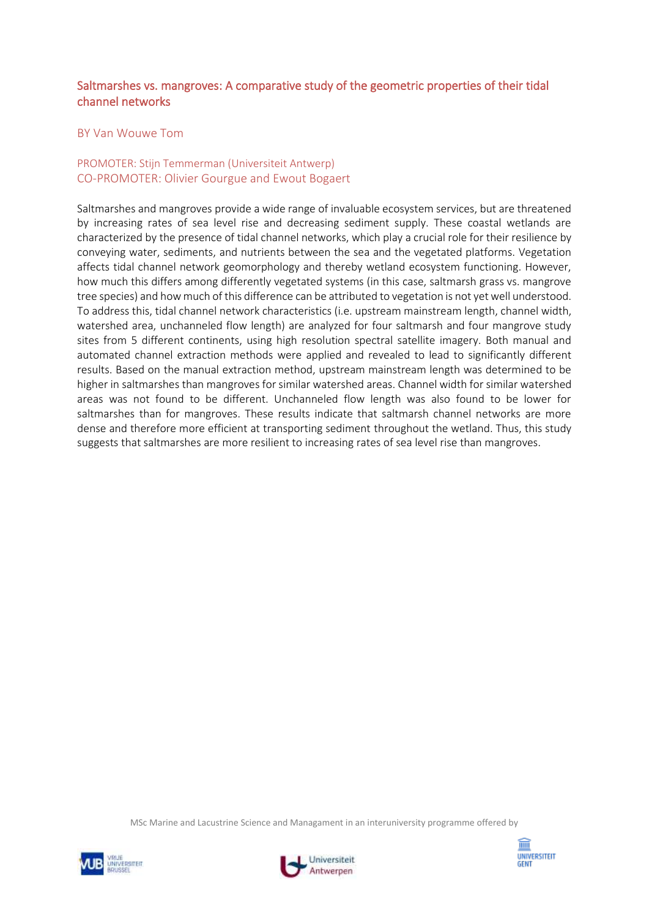## Saltmarshes vs. mangroves: A comparative study of the geometric properties of their tidal channel networks

BY Van Wouwe Tom

PROMOTER: Stijn Temmerman (Universiteit Antwerp)
CO-PROMOTER: Olivier Gourgue and Ewout Bogaert

Saltmarshes and mangroves provide a wide range of invaluable ecosystem services, but are threatened by increasing rates of sea level rise and decreasing sediment supply. These coastal wetlands are characterized by the presence of tidal channel networks, which play a crucial role for their resilience by conveying water, sediments, and nutrients between the sea and the vegetated platforms. Vegetation affects tidal channel network geomorphology and thereby wetland ecosystem functioning. However, how much this differs among differently vegetated systems (in this case, saltmarsh grass vs. mangrove tree species) and how much of this difference can be attributed to vegetation is not yet well understood. To address this, tidal channel network characteristics (i.e. upstream mainstream length, channel width, watershed area, unchanneled flow length) are analyzed for four saltmarsh and four mangrove study sites from 5 different continents, using high resolution spectral satellite imagery. Both manual and automated channel extraction methods were applied and revealed to lead to significantly different results. Based on the manual extraction method, upstream mainstream length was determined to be higher in saltmarshes than mangroves for similar watershed areas. Channel width for similar watershed areas was not found to be different. Unchanneled flow length was also found to be lower for saltmarshes than for mangroves. These results indicate that saltmarsh channel networks are more dense and therefore more efficient at transporting sediment throughout the wetland. Thus, this study suggests that saltmarshes are more resilient to increasing rates of sea level rise than mangroves.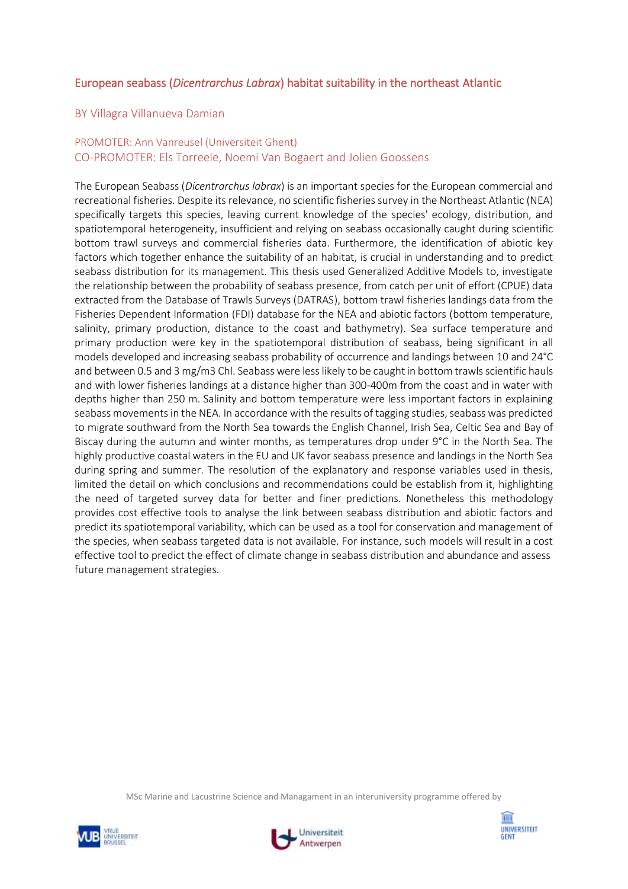## European seabass (*Dicentrarchus Labrax*) habitat suitability in the northeast Atlantic

BY Villagra Villanueva Damian

PROMOTER: Ann Vanreusel (Universiteit Ghent)
CO-PROMOTER: Els Torreele, Noemi Van Bogaert and Jolien Goossens

The European Seabass (*Dicentrarchus labrax*) is an important species for the European commercial and recreational fisheries. Despite its relevance, no scientific fisheries survey in the Northeast Atlantic (NEA) specifically targets this species, leaving current knowledge of the species' ecology, distribution, and spatiotemporal heterogeneity, insufficient and relying on seabass occasionally caught during scientific bottom trawl surveys and commercial fisheries data. Furthermore, the identification of abiotic key factors which together enhance the suitability of an habitat, is crucial in understanding and to predict seabass distribution for its management. This thesis used Generalized Additive Models to, investigate the relationship between the probability of seabass presence, from catch per unit of effort (CPUE) data extracted from the Database of Trawls Surveys (DATRAS), bottom trawl fisheries landings data from the Fisheries Dependent Information (FDI) database for the NEA and abiotic factors (bottom temperature, salinity, primary production, distance to the coast and bathymetry). Sea surface temperature and primary production were key in the spatiotemporal distribution of seabass, being significant in all models developed and increasing seabass probability of occurrence and landings between 10 and 24°C and between 0.5 and 3 mg/m3 Chl. Seabass were less likely to be caught in bottom trawls scientific hauls and with lower fisheries landings at a distance higher than 300-400m from the coast and in water with depths higher than 250 m. Salinity and bottom temperature were less important factors in explaining seabass movements in the NEA. In accordance with the results of tagging studies, seabass was predicted to migrate southward from the North Sea towards the English Channel, Irish Sea, Celtic Sea and Bay of Biscay during the autumn and winter months, as temperatures drop under 9°C in the North Sea. The highly productive coastal waters in the EU and UK favor seabass presence and landings in the North Sea during spring and summer. The resolution of the explanatory and response variables used in thesis, limited the detail on which conclusions and recommendations could be establish from it, highlighting the need of targeted survey data for better and finer predictions. Nonetheless this methodology provides cost effective tools to analyse the link between seabass distribution and abiotic factors and predict its spatiotemporal variability, which can be used as a tool for conservation and management of the species, when seabass targeted data is not available. For instance, such models will result in a cost effective tool to predict the effect of climate change in seabass distribution and abundance and assess future management strategies.

MSc Marine and Lacustrine Science and Managament in an interuniversity programme offered by

VUB Vrije Universiteit Brussel | Universiteit Antwerpen | Universiteit Gent